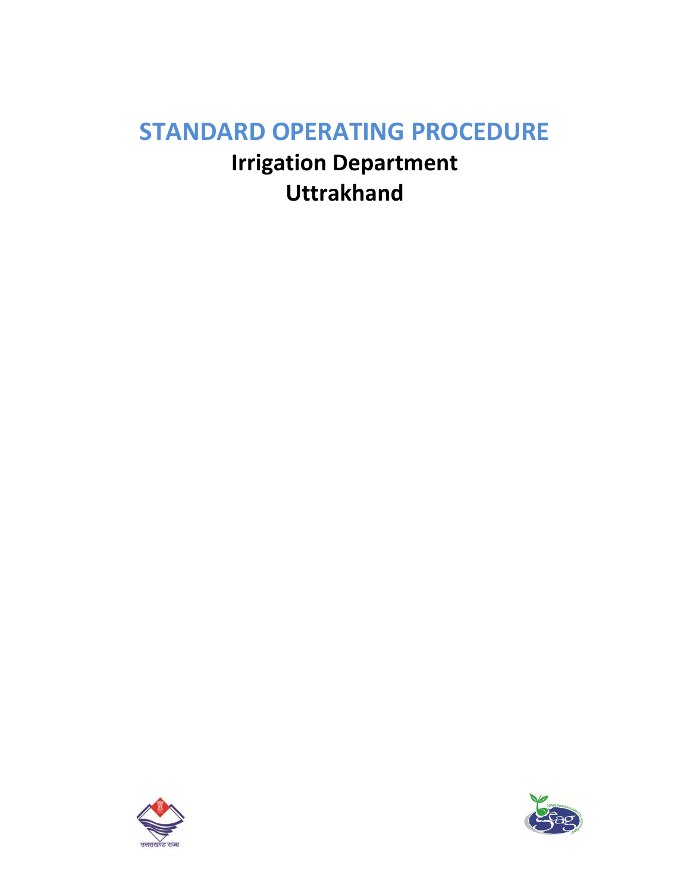# STANDARD OPERATING PROCEDURE

## Irrigation Department

## Uttrakhand

उत्तराखण्ड राज्य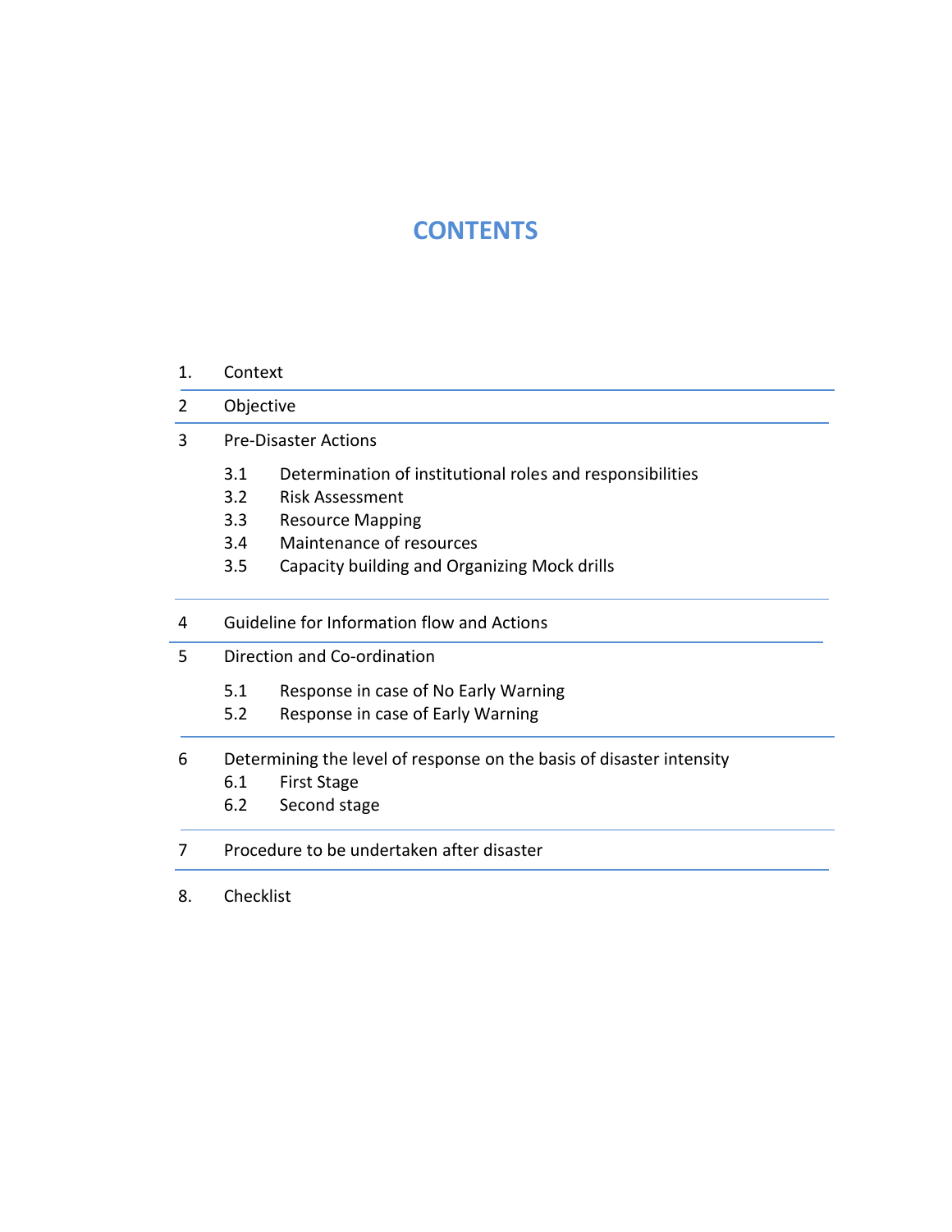# CONTENTS

1. Context
2 Objective
3 Pre-Disaster Actions
   - 3.1 Determination of institutional roles and responsibilities
   - 3.2 Risk Assessment
   - 3.3 Resource Mapping
   - 3.4 Maintenance of resources
   - 3.5 Capacity building and Organizing Mock drills
4 Guideline for Information flow and Actions
5 Direction and Co-ordination
   - 5.1 Response in case of No Early Warning
   - 5.2 Response in case of Early Warning
6 Determining the level of response on the basis of disaster intensity
   - 6.1 First Stage
   - 6.2 Second stage
7 Procedure to be undertaken after disaster
8. Checklist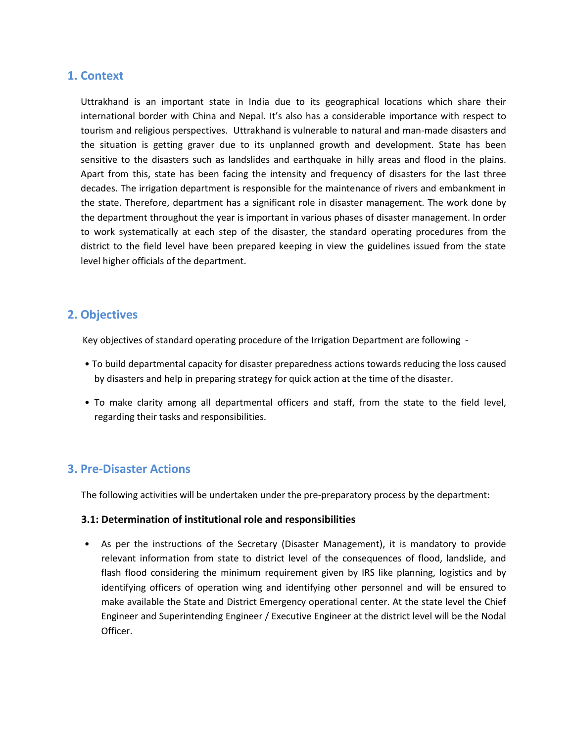## 1. Context

Uttrakhand is an important state in India due to its geographical locations which share their international border with China and Nepal. It's also has a considerable importance with respect to tourism and religious perspectives. Uttrakhand is vulnerable to natural and man-made disasters and the situation is getting graver due to its unplanned growth and development. State has been sensitive to the disasters such as landslides and earthquake in hilly areas and flood in the plains. Apart from this, state has been facing the intensity and frequency of disasters for the last three decades. The irrigation department is responsible for the maintenance of rivers and embankment in the state. Therefore, department has a significant role in disaster management. The work done by the department throughout the year is important in various phases of disaster management. In order to work systematically at each step of the disaster, the standard operating procedures from the district to the field level have been prepared keeping in view the guidelines issued from the state level higher officials of the department.

## 2. Objectives

Key objectives of standard operating procedure of the Irrigation Department are following -

- To build departmental capacity for disaster preparedness actions towards reducing the loss caused by disasters and help in preparing strategy for quick action at the time of the disaster.
- To make clarity among all departmental officers and staff, from the state to the field level, regarding their tasks and responsibilities.

## 3. Pre-Disaster Actions

The following activities will be undertaken under the pre-preparatory process by the department:

### 3.1: Determination of institutional role and responsibilities

- As per the instructions of the Secretary (Disaster Management), it is mandatory to provide relevant information from state to district level of the consequences of flood, landslide, and flash flood considering the minimum requirement given by IRS like planning, logistics and by identifying officers of operation wing and identifying other personnel and will be ensured to make available the State and District Emergency operational center. At the state level the Chief Engineer and Superintending Engineer / Executive Engineer at the district level will be the Nodal Officer.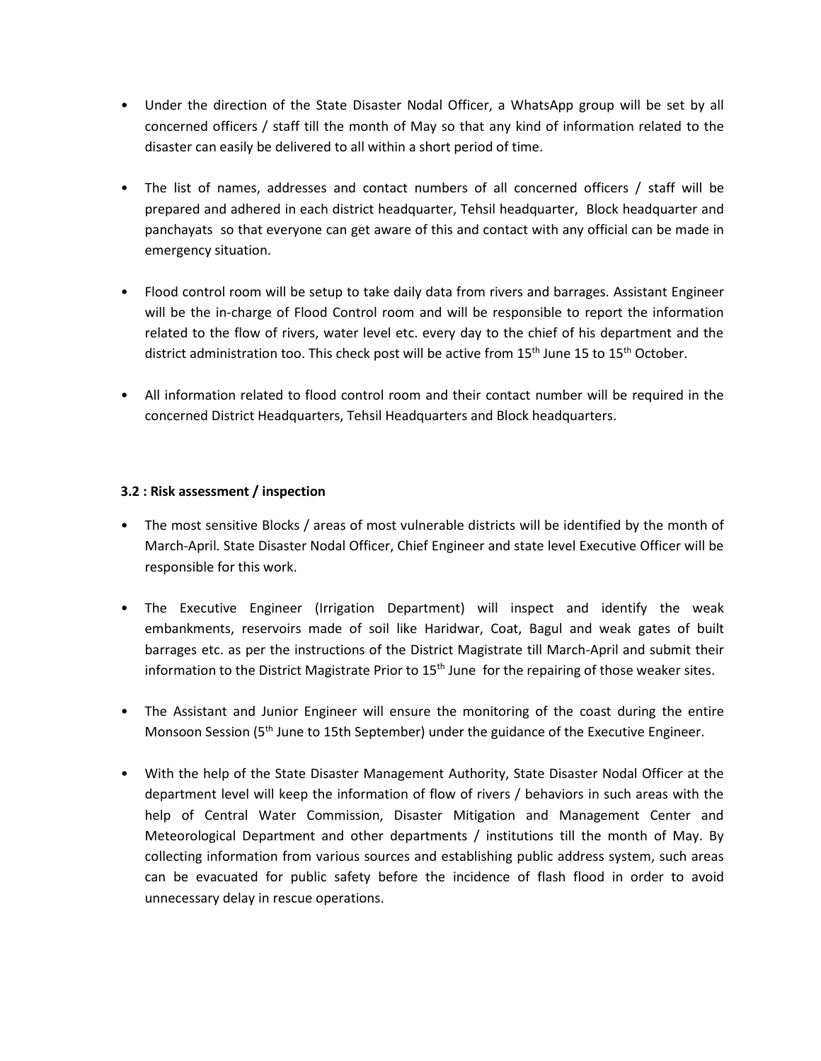- Under the direction of the State Disaster Nodal Officer, a WhatsApp group will be set by all concerned officers / staff till the month of May so that any kind of information related to the disaster can easily be delivered to all within a short period of time.

- The list of names, addresses and contact numbers of all concerned officers / staff will be prepared and adhered in each district headquarter, Tehsil headquarter, Block headquarter and panchayats so that everyone can get aware of this and contact with any official can be made in emergency situation.

- Flood control room will be setup to take daily data from rivers and barrages. Assistant Engineer will be the in-charge of Flood Control room and will be responsible to report the information related to the flow of rivers, water level etc. every day to the chief of his department and the district administration too. This check post will be active from 15th June 15 to 15th October.

- All information related to flood control room and their contact number will be required in the concerned District Headquarters, Tehsil Headquarters and Block headquarters.

**3.2 : Risk assessment / inspection**

- The most sensitive Blocks / areas of most vulnerable districts will be identified by the month of March-April. State Disaster Nodal Officer, Chief Engineer and state level Executive Officer will be responsible for this work.

- The Executive Engineer (Irrigation Department) will inspect and identify the weak embankments, reservoirs made of soil like Haridwar, Coat, Bagul and weak gates of built barrages etc. as per the instructions of the District Magistrate till March-April and submit their information to the District Magistrate Prior to 15th June for the repairing of those weaker sites.

- The Assistant and Junior Engineer will ensure the monitoring of the coast during the entire Monsoon Session (5th June to 15th September) under the guidance of the Executive Engineer.

- With the help of the State Disaster Management Authority, State Disaster Nodal Officer at the department level will keep the information of flow of rivers / behaviors in such areas with the help of Central Water Commission, Disaster Mitigation and Management Center and Meteorological Department and other departments / institutions till the month of May. By collecting information from various sources and establishing public address system, such areas can be evacuated for public safety before the incidence of flash flood in order to avoid unnecessary delay in rescue operations.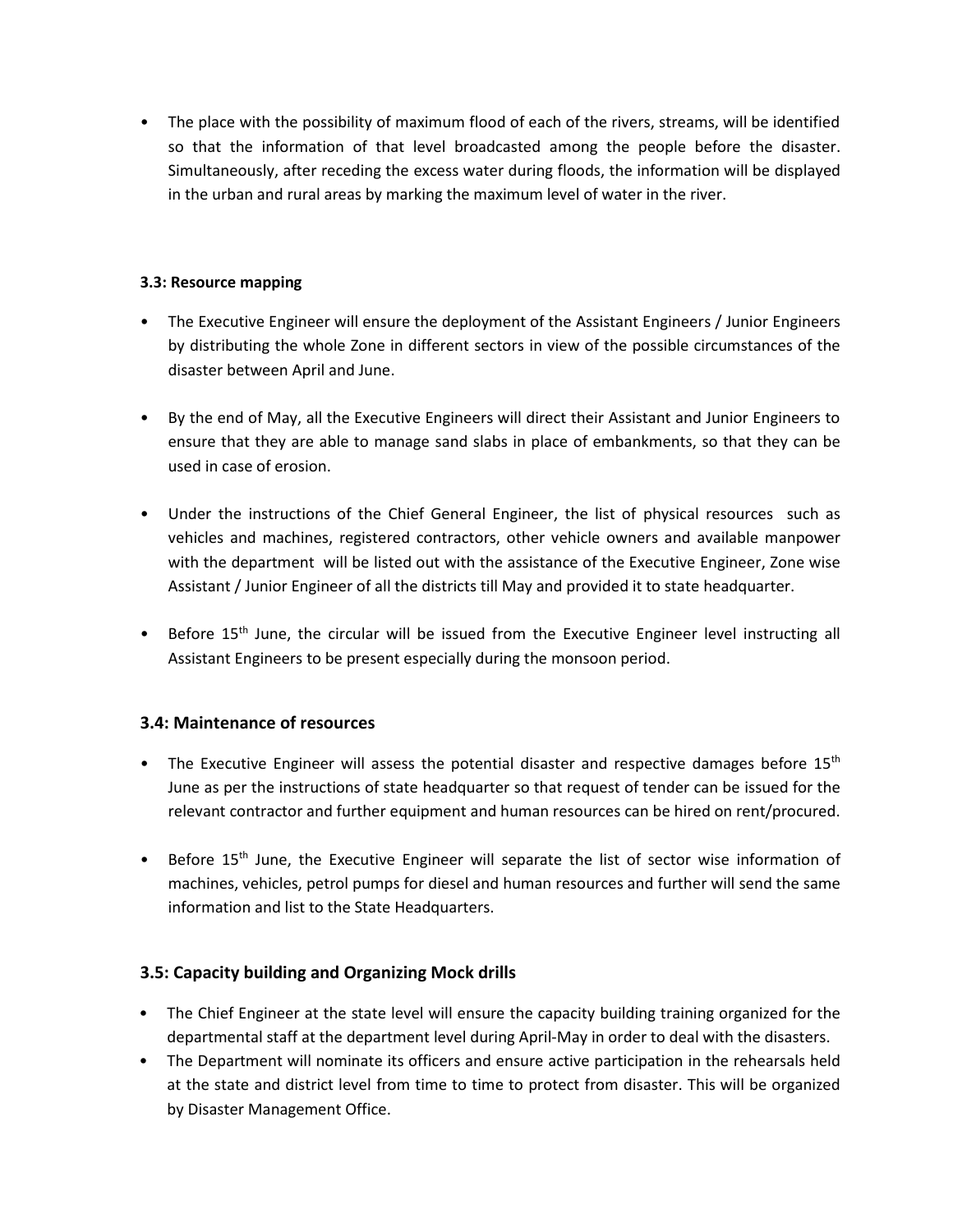- The place with the possibility of maximum flood of each of the rivers, streams, will be identified so that the information of that level broadcasted among the people before the disaster. Simultaneously, after receding the excess water during floods, the information will be displayed in the urban and rural areas by marking the maximum level of water in the river.

**3.3: Resource mapping**

- The Executive Engineer will ensure the deployment of the Assistant Engineers / Junior Engineers by distributing the whole Zone in different sectors in view of the possible circumstances of the disaster between April and June.
- By the end of May, all the Executive Engineers will direct their Assistant and Junior Engineers to ensure that they are able to manage sand slabs in place of embankments, so that they can be used in case of erosion.
- Under the instructions of the Chief General Engineer, the list of physical resources such as vehicles and machines, registered contractors, other vehicle owners and available manpower with the department will be listed out with the assistance of the Executive Engineer, Zone wise Assistant / Junior Engineer of all the districts till May and provided it to state headquarter.
- Before 15th June, the circular will be issued from the Executive Engineer level instructing all Assistant Engineers to be present especially during the monsoon period.

## 3.4: Maintenance of resources

- The Executive Engineer will assess the potential disaster and respective damages before 15th June as per the instructions of state headquarter so that request of tender can be issued for the relevant contractor and further equipment and human resources can be hired on rent/procured.
- Before 15th June, the Executive Engineer will separate the list of sector wise information of machines, vehicles, petrol pumps for diesel and human resources and further will send the same information and list to the State Headquarters.

## 3.5: Capacity building and Organizing Mock drills

- The Chief Engineer at the state level will ensure the capacity building training organized for the departmental staff at the department level during April-May in order to deal with the disasters.
- The Department will nominate its officers and ensure active participation in the rehearsals held at the state and district level from time to time to protect from disaster. This will be organized by Disaster Management Office.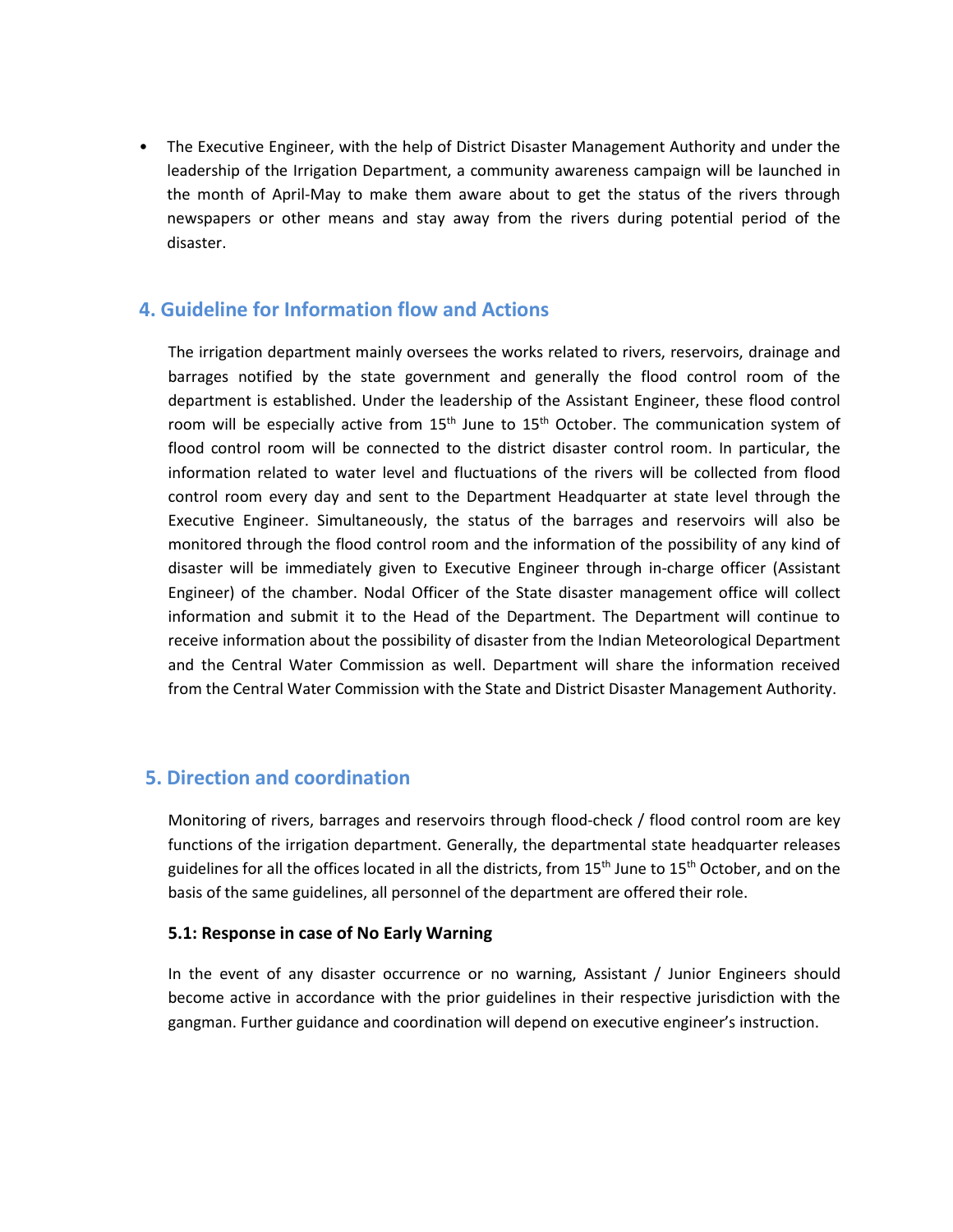- The Executive Engineer, with the help of District Disaster Management Authority and under the leadership of the Irrigation Department, a community awareness campaign will be launched in the month of April-May to make them aware about to get the status of the rivers through newspapers or other means and stay away from the rivers during potential period of the disaster.

## 4. Guideline for Information flow and Actions

The irrigation department mainly oversees the works related to rivers, reservoirs, drainage and barrages notified by the state government and generally the flood control room of the department is established. Under the leadership of the Assistant Engineer, these flood control room will be especially active from 15th June to 15th October. The communication system of flood control room will be connected to the district disaster control room. In particular, the information related to water level and fluctuations of the rivers will be collected from flood control room every day and sent to the Department Headquarter at state level through the Executive Engineer. Simultaneously, the status of the barrages and reservoirs will also be monitored through the flood control room and the information of the possibility of any kind of disaster will be immediately given to Executive Engineer through in-charge officer (Assistant Engineer) of the chamber. Nodal Officer of the State disaster management office will collect information and submit it to the Head of the Department. The Department will continue to receive information about the possibility of disaster from the Indian Meteorological Department and the Central Water Commission as well. Department will share the information received from the Central Water Commission with the State and District Disaster Management Authority.

## 5. Direction and coordination

Monitoring of rivers, barrages and reservoirs through flood-check / flood control room are key functions of the irrigation department. Generally, the departmental state headquarter releases guidelines for all the offices located in all the districts, from 15th June to 15th October, and on the basis of the same guidelines, all personnel of the department are offered their role.

### 5.1: Response in case of No Early Warning

In the event of any disaster occurrence or no warning, Assistant / Junior Engineers should become active in accordance with the prior guidelines in their respective jurisdiction with the gangman. Further guidance and coordination will depend on executive engineer's instruction.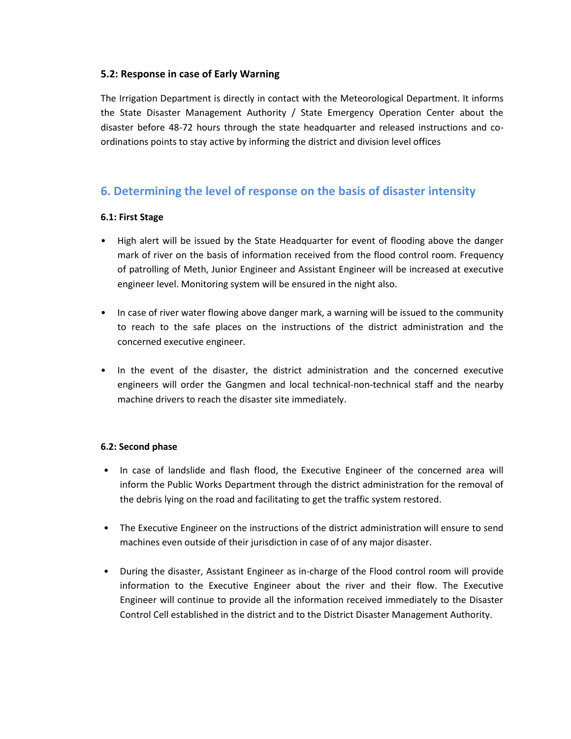### 5.2: Response in case of Early Warning

The Irrigation Department is directly in contact with the Meteorological Department. It informs the State Disaster Management Authority / State Emergency Operation Center about the disaster before 48-72 hours through the state headquarter and released instructions and co-ordinations points to stay active by informing the district and division level offices

## 6. Determining the level of response on the basis of disaster intensity

#### 6.1: First Stage

- High alert will be issued by the State Headquarter for event of flooding above the danger mark of river on the basis of information received from the flood control room. Frequency of patrolling of Meth, Junior Engineer and Assistant Engineer will be increased at executive engineer level. Monitoring system will be ensured in the night also.
- In case of river water flowing above danger mark, a warning will be issued to the community to reach to the safe places on the instructions of the district administration and the concerned executive engineer.
- In the event of the disaster, the district administration and the concerned executive engineers will order the Gangmen and local technical-non-technical staff and the nearby machine drivers to reach the disaster site immediately.

#### 6.2: Second phase

- In case of landslide and flash flood, the Executive Engineer of the concerned area will inform the Public Works Department through the district administration for the removal of the debris lying on the road and facilitating to get the traffic system restored.
- The Executive Engineer on the instructions of the district administration will ensure to send machines even outside of their jurisdiction in case of of any major disaster.
- During the disaster, Assistant Engineer as in-charge of the Flood control room will provide information to the Executive Engineer about the river and their flow. The Executive Engineer will continue to provide all the information received immediately to the Disaster Control Cell established in the district and to the District Disaster Management Authority.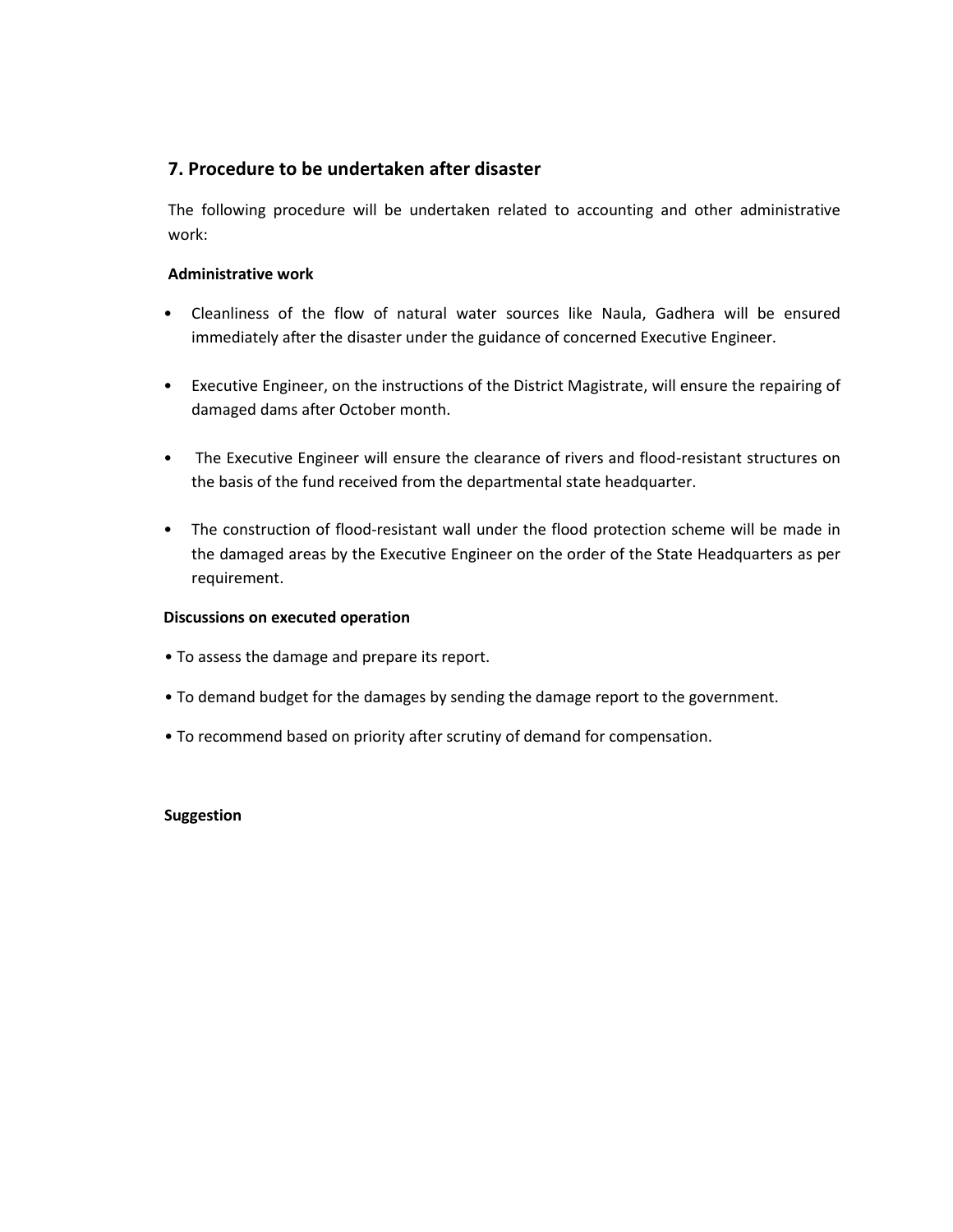## 7. Procedure to be undertaken after disaster

The following procedure will be undertaken related to accounting and other administrative work:

**Administrative work**

- Cleanliness of the flow of natural water sources like Naula, Gadhera will be ensured immediately after the disaster under the guidance of concerned Executive Engineer.
- Executive Engineer, on the instructions of the District Magistrate, will ensure the repairing of damaged dams after October month.
- The Executive Engineer will ensure the clearance of rivers and flood-resistant structures on the basis of the fund received from the departmental state headquarter.
- The construction of flood-resistant wall under the flood protection scheme will be made in the damaged areas by the Executive Engineer on the order of the State Headquarters as per requirement.

**Discussions on executed operation**

- To assess the damage and prepare its report.
- To demand budget for the damages by sending the damage report to the government.
- To recommend based on priority after scrutiny of demand for compensation.

**Suggestion**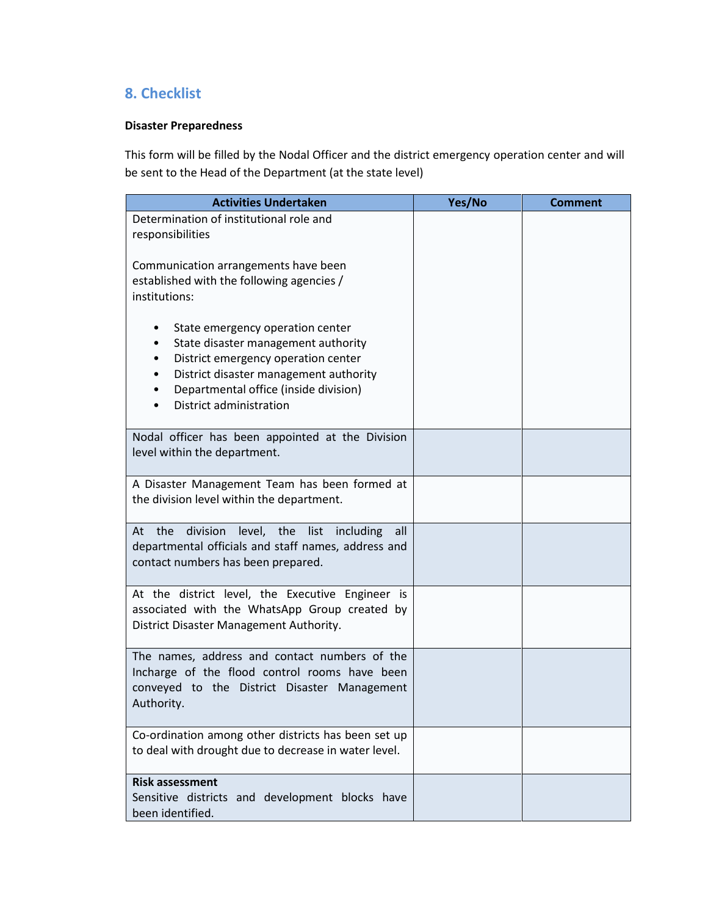## 8. Checklist

**Disaster Preparedness**

This form will be filled by the Nodal Officer and the district emergency operation center and will be sent to the Head of the Department (at the state level)

| Activities Undertaken | Yes/No | Comment |
|---|---|---|
| Determination of institutional role and responsibilities<br><br>Communication arrangements have been established with the following agencies / institutions:<br><br>• State emergency operation center<br>• State disaster management authority<br>• District emergency operation center<br>• District disaster management authority<br>• Departmental office (inside division)<br>• District administration | | |
| Nodal officer has been appointed at the Division level within the department. | | |
| A Disaster Management Team has been formed at the division level within the department. | | |
| At the division level, the list including all departmental officials and staff names, address and contact numbers has been prepared. | | |
| At the district level, the Executive Engineer is associated with the WhatsApp Group created by District Disaster Management Authority. | | |
| The names, address and contact numbers of the Incharge of the flood control rooms have been conveyed to the District Disaster Management Authority. | | |
| Co-ordination among other districts has been set up to deal with drought due to decrease in water level. | | |
| **Risk assessment**<br>Sensitive districts and development blocks have been identified. | | |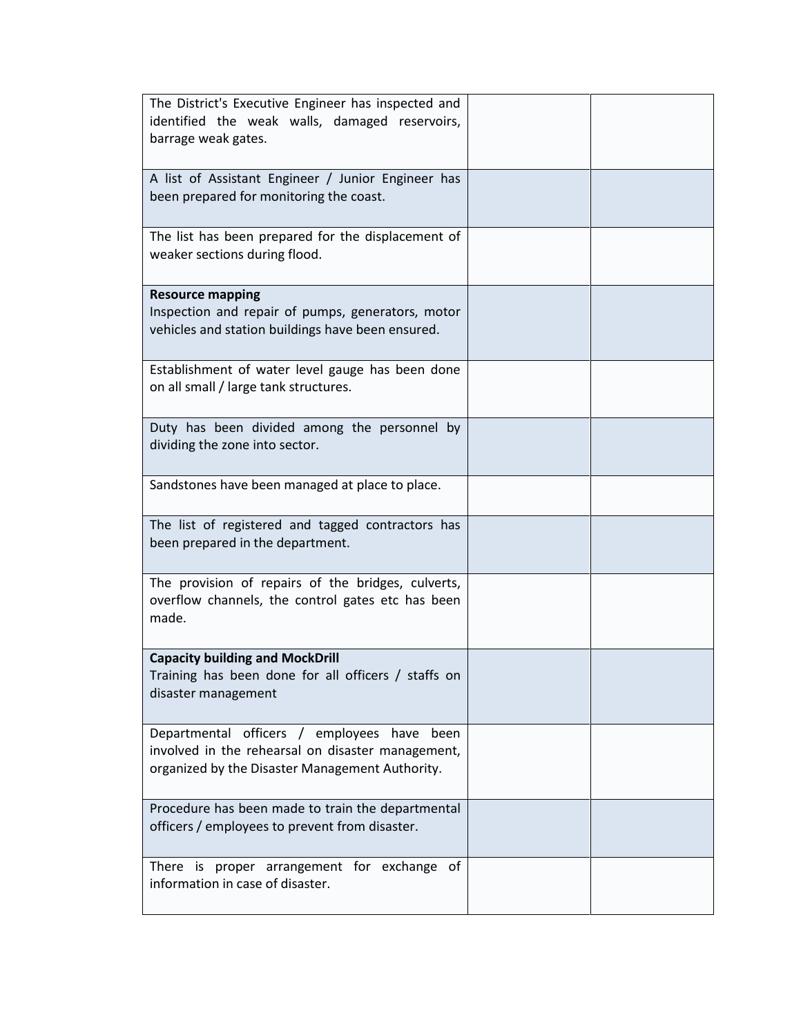| | | |
|---|---|---|
| The District's Executive Engineer has inspected and identified the weak walls, damaged reservoirs, barrage weak gates. | | |
| A list of Assistant Engineer / Junior Engineer has been prepared for monitoring the coast. | | |
| The list has been prepared for the displacement of weaker sections during flood. | | |
| **Resource mapping**<br>Inspection and repair of pumps, generators, motor vehicles and station buildings have been ensured. | | |
| Establishment of water level gauge has been done on all small / large tank structures. | | |
| Duty has been divided among the personnel by dividing the zone into sector. | | |
| Sandstones have been managed at place to place. | | |
| The list of registered and tagged contractors has been prepared in the department. | | |
| The provision of repairs of the bridges, culverts, overflow channels, the control gates etc has been made. | | |
| **Capacity building and MockDrill**<br>Training has been done for all officers / staffs on disaster management | | |
| Departmental officers / employees have been involved in the rehearsal on disaster management, organized by the Disaster Management Authority. | | |
| Procedure has been made to train the departmental officers / employees to prevent from disaster. | | |
| There is proper arrangement for exchange of information in case of disaster. | | |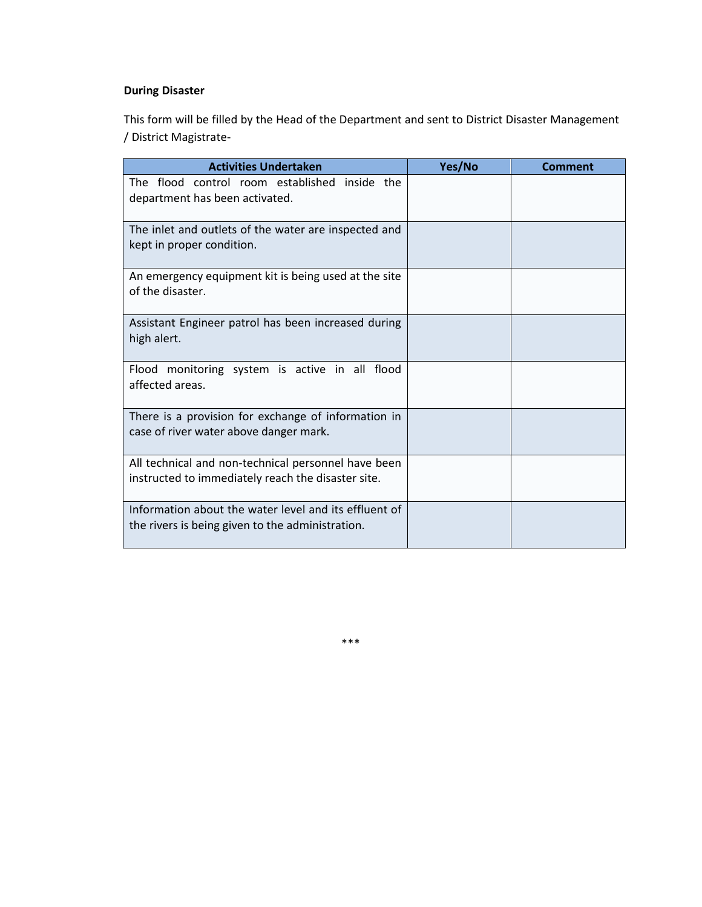**During Disaster**

This form will be filled by the Head of the Department and sent to District Disaster Management / District Magistrate-

| Activities Undertaken | Yes/No | Comment |
| --- | --- | --- |
| The flood control room established inside the department has been activated. | | |
| The inlet and outlets of the water are inspected and kept in proper condition. | | |
| An emergency equipment kit is being used at the site of the disaster. | | |
| Assistant Engineer patrol has been increased during high alert. | | |
| Flood monitoring system is active in all flood affected areas. | | |
| There is a provision for exchange of information in case of river water above danger mark. | | |
| All technical and non-technical personnel have been instructed to immediately reach the disaster site. | | |
| Information about the water level and its effluent of the rivers is being given to the administration. | | |

***